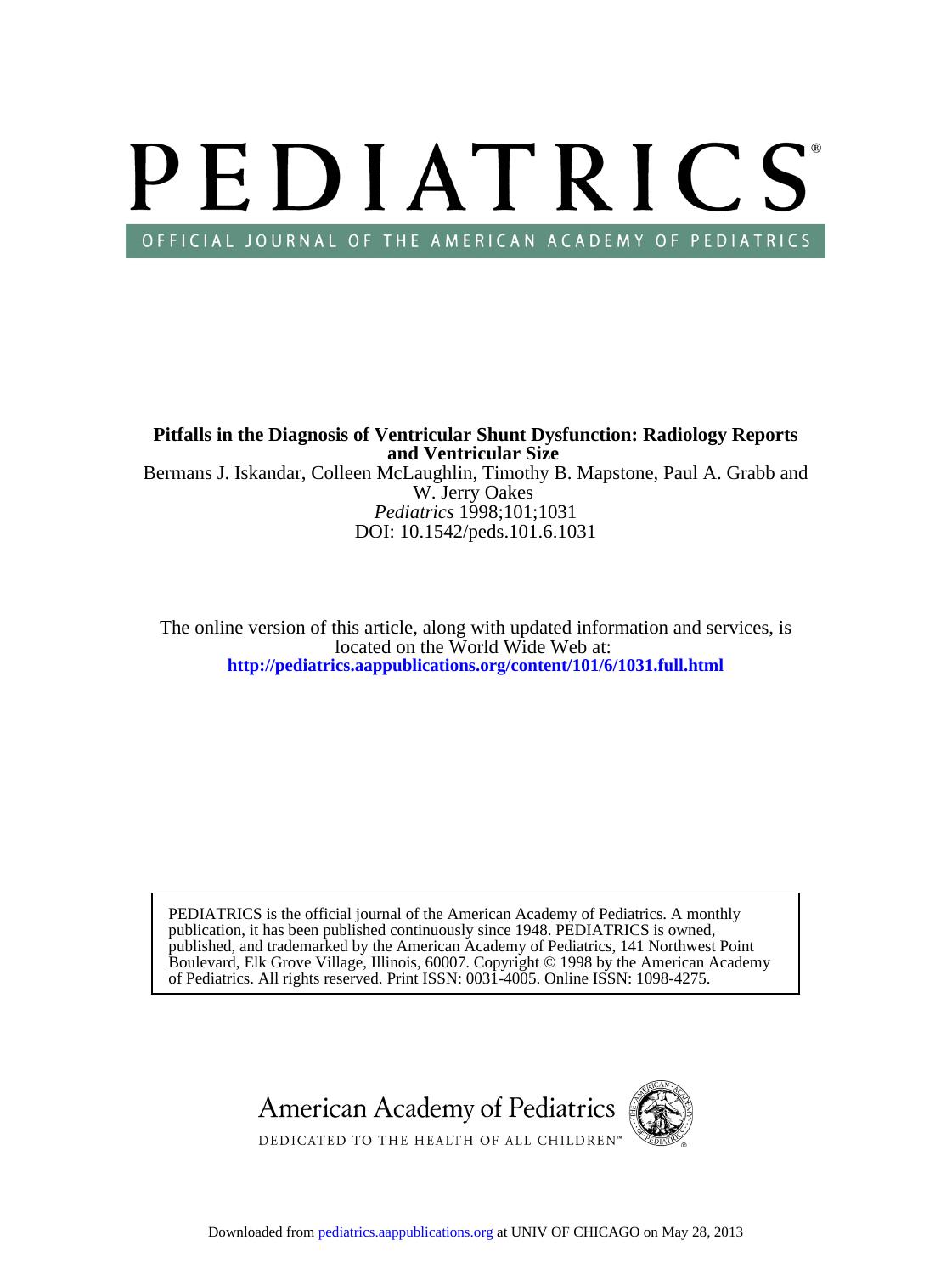# PEDIATRICS

OFFICIAL JOURNAL OF THE AMERICAN ACADEMY OF PEDIATRICS

**Pitfalls in the Diagnosis of Ventricular Shunt Dysfunction: Radiology Reports and Ventricular Size**

Bermans J. Iskandar, Colleen McLaughlin, Timothy B. Mapstone, Paul A. Grabb and W. Jerry Oakes

*Pediatrics* 1998;101;1031

DOI: 10.1542/peds.101.6.1031

The online version of this article, along with updated information and services, is located on the World Wide Web at:

**http://pediatrics.aappublications.org/content/101/6/1031.full.html**

PEDIATRICS is the official journal of the American Academy of Pediatrics. A monthly publication, it has been published continuously since 1948. PEDIATRICS is owned, published, and trademarked by the American Academy of Pediatrics, 141 Northwest Point Boulevard, Elk Grove Village, Illinois, 60007. Copyright © 1998 by the American Academy of Pediatrics. All rights reserved. Print ISSN: 0031-4005. Online ISSN: 1098-4275.

American Academy of Pediatrics

DEDICATED TO THE HEALTH OF ALL CHILDREN™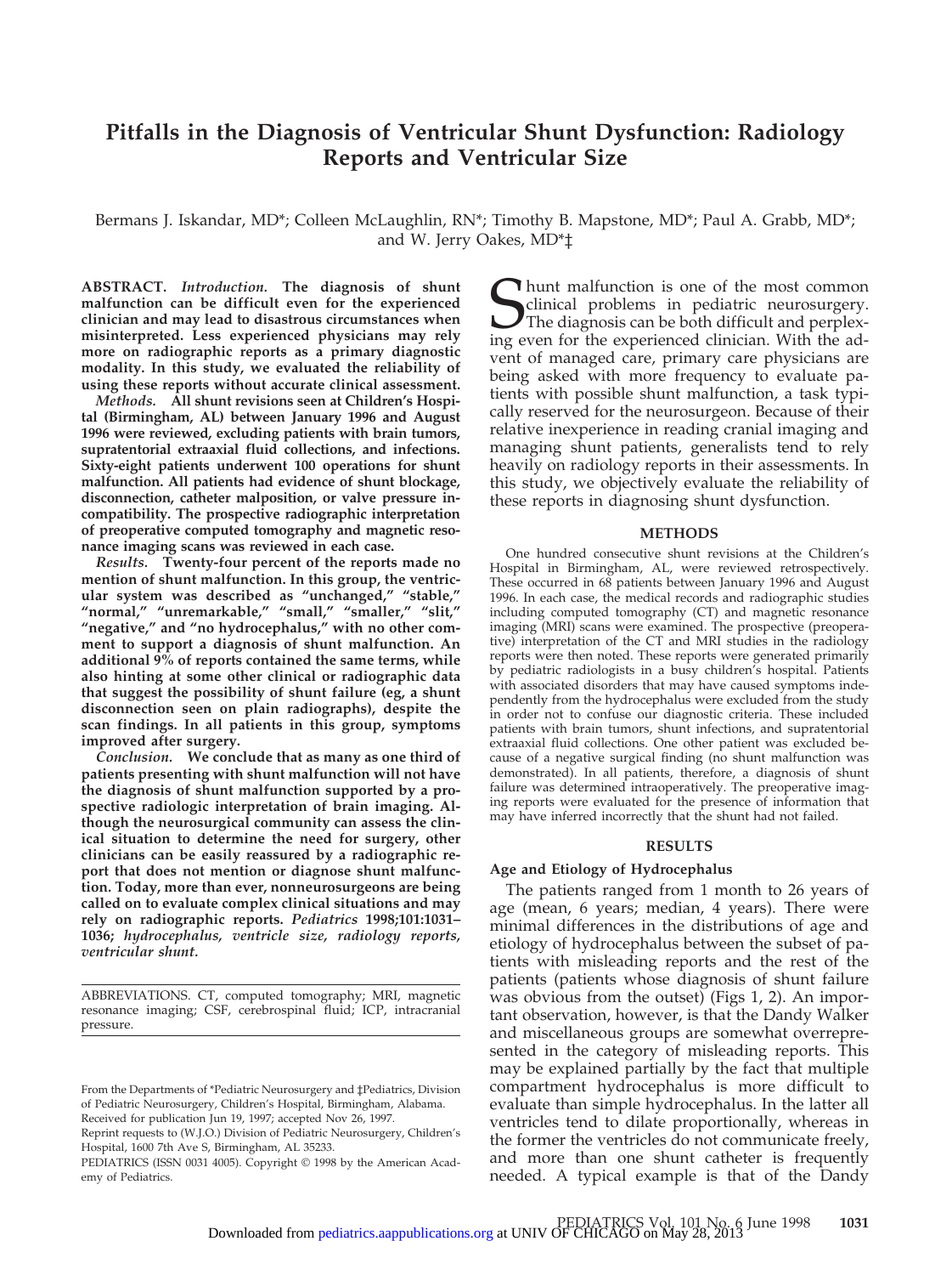# Pitfalls in the Diagnosis of Ventricular Shunt Dysfunction: Radiology Reports and Ventricular Size

Bermans J. Iskandar, MD*; Colleen McLaughlin, RN*; Timothy B. Mapstone, MD*; Paul A. Grabb, MD*; and W. Jerry Oakes, MD*‡

**ABSTRACT.** ***Introduction.*** **The diagnosis of shunt malfunction can be difficult even for the experienced clinician and may lead to disastrous circumstances when misinterpreted. Less experienced physicians may rely more on radiographic reports as a primary diagnostic modality. In this study, we evaluated the reliability of using these reports without accurate clinical assessment.**

***Methods.*** **All shunt revisions seen at Children's Hospital (Birmingham, AL) between January 1996 and August 1996 were reviewed, excluding patients with brain tumors, supratentorial extraaxial fluid collections, and infections. Sixty-eight patients underwent 100 operations for shunt malfunction. All patients had evidence of shunt blockage, disconnection, catheter malposition, or valve pressure incompatibility. The prospective radiographic interpretation of preoperative computed tomography and magnetic resonance imaging scans was reviewed in each case.**

***Results.*** **Twenty-four percent of the reports made no mention of shunt malfunction. In this group, the ventricular system was described as "unchanged," "stable," "normal," "unremarkable," "small," "smaller," "slit," "negative," and "no hydrocephalus," with no other comment to support a diagnosis of shunt malfunction. An additional 9% of reports contained the same terms, while also hinting at some other clinical or radiographic data that suggest the possibility of shunt failure (eg, a shunt disconnection seen on plain radiographs), despite the scan findings. In all patients in this group, symptoms improved after surgery.**

***Conclusion.*** **We conclude that as many as one third of patients presenting with shunt malfunction will not have the diagnosis of shunt malfunction supported by a prospective radiologic interpretation of brain imaging. Although the neurosurgical community can assess the clinical situation to determine the need for surgery, other clinicians can be easily reassured by a radiographic report that does not mention or diagnose shunt malfunction. Today, more than ever, nonneurosurgeons are being called on to evaluate complex clinical situations and may rely on radiographic reports.** ***Pediatrics*** **1998;101:1031–1036;** ***hydrocephalus, ventricle size, radiology reports, ventricular shunt.***

ABBREVIATIONS. CT, computed tomography; MRI, magnetic resonance imaging; CSF, cerebrospinal fluid; ICP, intracranial pressure.

From the Departments of *Pediatric Neurosurgery and ‡Pediatrics, Division of Pediatric Neurosurgery, Children's Hospital, Birmingham, Alabama.
Received for publication Jun 19, 1997; accepted Nov 26, 1997.
Reprint requests to (W.J.O.) Division of Pediatric Neurosurgery, Children's Hospital, 1600 7th Ave S, Birmingham, AL 35233.
PEDIATRICS (ISSN 0031 4005). Copyright © 1998 by the American Academy of Pediatrics.

Shunt malfunction is one of the most common clinical problems in pediatric neurosurgery. The diagnosis can be both difficult and perplexing even for the experienced clinician. With the advent of managed care, primary care physicians are being asked with more frequency to evaluate patients with possible shunt malfunction, a task typically reserved for the neurosurgeon. Because of their relative inexperience in reading cranial imaging and managing shunt patients, generalists tend to rely heavily on radiology reports in their assessments. In this study, we objectively evaluate the reliability of these reports in diagnosing shunt dysfunction.

## METHODS

One hundred consecutive shunt revisions at the Children's Hospital in Birmingham, AL, were reviewed retrospectively. These occurred in 68 patients between January 1996 and August 1996. In each case, the medical records and radiographic studies including computed tomography (CT) and magnetic resonance imaging (MRI) scans were examined. The prospective (preoperative) interpretation of the CT and MRI studies in the radiology reports were then noted. These reports were generated primarily by pediatric radiologists in a busy children's hospital. Patients with associated disorders that may have caused symptoms independently from the hydrocephalus were excluded from the study in order not to confuse our diagnostic criteria. These included patients with brain tumors, shunt infections, and supratentorial extraaxial fluid collections. One other patient was excluded because of a negative surgical finding (no shunt malfunction was demonstrated). In all patients, therefore, a diagnosis of shunt failure was determined intraoperatively. The preoperative imaging reports were evaluated for the presence of information that may have inferred incorrectly that the shunt had not failed.

## RESULTS

### Age and Etiology of Hydrocephalus

The patients ranged from 1 month to 26 years of age (mean, 6 years; median, 4 years). There were minimal differences in the distributions of age and etiology of hydrocephalus between the subset of patients with misleading reports and the rest of the patients (patients whose diagnosis of shunt failure was obvious from the outset) (Figs 1, 2). An important observation, however, is that the Dandy Walker and miscellaneous groups are somewhat overrepresented in the category of misleading reports. This may be explained partially by the fact that multiple compartment hydrocephalus is more difficult to evaluate than simple hydrocephalus. In the latter all ventricles tend to dilate proportionally, whereas in the former the ventricles do not communicate freely, and more than one shunt catheter is frequently needed. A typical example is that of the Dandy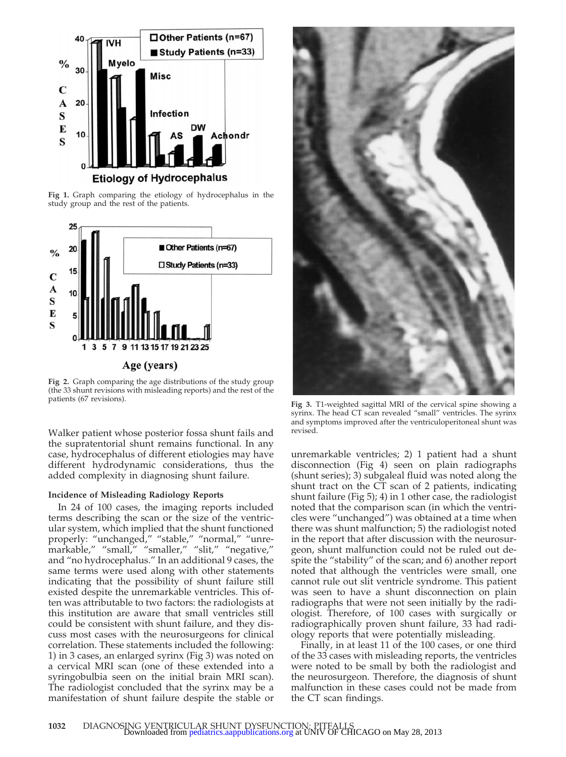Fig 1. Graph comparing the etiology of hydrocephalus in the study group and the rest of the patients.

Fig 2. Graph comparing the age distributions of the study group (the 33 shunt revisions with misleading reports) and the rest of the patients (67 revisions).

Fig 3. T1-weighted sagittal MRI of the cervical spine showing a syrinx. The head CT scan revealed "small" ventricles. The syrinx and symptoms improved after the ventriculoperitoneal shunt was revised.

Walker patient whose posterior fossa shunt fails and the supratentorial shunt remains functional. In any case, hydrocephalus of different etiologies may have different hydrodynamic considerations, thus the added complexity in diagnosing shunt failure.

### Incidence of Misleading Radiology Reports

In 24 of 100 cases, the imaging reports included terms describing the scan or the size of the ventricular system, which implied that the shunt functioned properly: "unchanged," "stable," "normal," "unremarkable," "small," "smaller," "slit," "negative," and "no hydrocephalus." In an additional 9 cases, the same terms were used along with other statements indicating that the possibility of shunt failure still existed despite the unremarkable ventricles. This often was attributable to two factors: the radiologists at this institution are aware that small ventricles still could be consistent with shunt failure, and they discuss most cases with the neurosurgeons for clinical correlation. These statements included the following: 1) in 3 cases, an enlarged syrinx (Fig 3) was noted on a cervical MRI scan (one of these extended into a syringobulbia seen on the initial brain MRI scan). The radiologist concluded that the syrinx may be a manifestation of shunt failure despite the stable or unremarkable ventricles; 2) 1 patient had a shunt disconnection (Fig 4) seen on plain radiographs (shunt series); 3) subgaleal fluid was noted along the shunt tract on the CT scan of 2 patients, indicating shunt failure (Fig 5); 4) in 1 other case, the radiologist noted that the comparison scan (in which the ventricles were "unchanged") was obtained at a time when there was shunt malfunction; 5) the radiologist noted in the report that after discussion with the neurosurgeon, shunt malfunction could not be ruled out despite the "stability" of the scan; and 6) another report noted that although the ventricles were small, one cannot rule out slit ventricle syndrome. This patient was seen to have a shunt disconnection on plain radiographs that were not seen initially by the radiologist. Therefore, of 100 cases with surgically or radiographically proven shunt failure, 33 had radiology reports that were potentially misleading.

Finally, in at least 11 of the 100 cases, or one third of the 33 cases with misleading reports, the ventricles were noted to be small by both the radiologist and the neurosurgeon. Therefore, the diagnosis of shunt malfunction in these cases could not be made from the CT scan findings.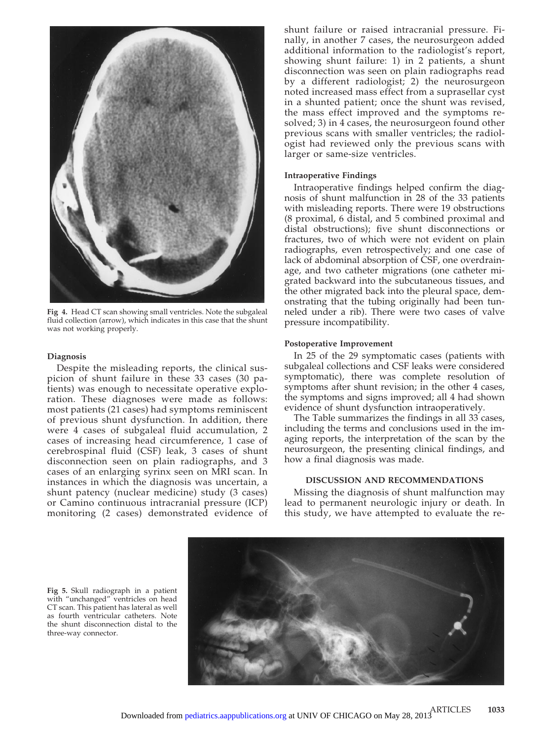Fig 4. Head CT scan showing small ventricles. Note the subgaleal fluid collection (arrow), which indicates in this case that the shunt was not working properly.

### Diagnosis

Despite the misleading reports, the clinical suspicion of shunt failure in these 33 cases (30 patients) was enough to necessitate operative exploration. These diagnoses were made as follows: most patients (21 cases) had symptoms reminiscent of previous shunt dysfunction. In addition, there were 4 cases of subgaleal fluid accumulation, 2 cases of increasing head circumference, 1 case of cerebrospinal fluid (CSF) leak, 3 cases of shunt disconnection seen on plain radiographs, and 3 cases of an enlarging syrinx seen on MRI scan. In instances in which the diagnosis was uncertain, a shunt patency (nuclear medicine) study (3 cases) or Camino continuous intracranial pressure (ICP) monitoring (2 cases) demonstrated evidence of shunt failure or raised intracranial pressure. Finally, in another 7 cases, the neurosurgeon added additional information to the radiologist's report, showing shunt failure: 1) in 2 patients, a shunt disconnection was seen on plain radiographs read by a different radiologist; 2) the neurosurgeon noted increased mass effect from a suprasellar cyst in a shunted patient; once the shunt was revised, the mass effect improved and the symptoms resolved; 3) in 4 cases, the neurosurgeon found other previous scans with smaller ventricles; the radiologist had reviewed only the previous scans with larger or same-size ventricles.

### Intraoperative Findings

Intraoperative findings helped confirm the diagnosis of shunt malfunction in 28 of the 33 patients with misleading reports. There were 19 obstructions (8 proximal, 6 distal, and 5 combined proximal and distal obstructions); five shunt disconnections or fractures, two of which were not evident on plain radiographs, even retrospectively; and one case of lack of abdominal absorption of CSF, one overdrainage, and two catheter migrations (one catheter migrated backward into the subcutaneous tissues, and the other migrated back into the pleural space, demonstrating that the tubing originally had been tunneled under a rib). There were two cases of valve pressure incompatibility.

### Postoperative Improvement

In 25 of the 29 symptomatic cases (patients with subgaleal collections and CSF leaks were considered symptomatic), there was complete resolution of symptoms after shunt revision; in the other 4 cases, the symptoms and signs improved; all 4 had shown evidence of shunt dysfunction intraoperatively.

The Table summarizes the findings in all 33 cases, including the terms and conclusions used in the imaging reports, the interpretation of the scan by the neurosurgeon, the presenting clinical findings, and how a final diagnosis was made.

## DISCUSSION AND RECOMMENDATIONS

Missing the diagnosis of shunt malfunction may lead to permanent neurologic injury or death. In this study, we have attempted to evaluate the re-

Fig 5. Skull radiograph in a patient with "unchanged" ventricles on head CT scan. This patient has lateral as well as fourth ventricular catheters. Note the shunt disconnection distal to the three-way connector.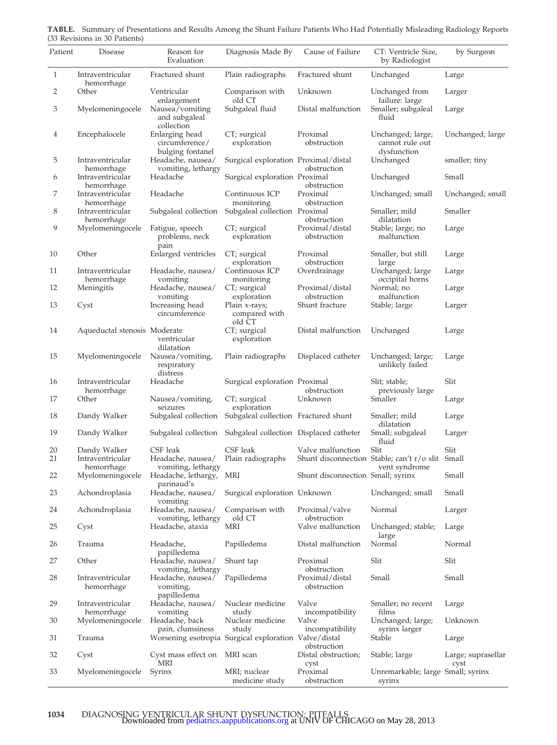**TABLE.** Summary of Presentations and Results Among the Shunt Failure Patients Who Had Potentially Misleading Radiology Reports (33 Revisions in 30 Patients)

| Patient | Disease | Reason for Evaluation | Diagnosis Made By | Cause of Failure | CT: Ventricle Size, by Radiologist | by Surgeon |
|---|---|---|---|---|---|---|
| 1 | Intraventricular hemorrhage | Fractured shunt | Plain radiographs | Fractured shunt | Unchanged | Large |
| 2 | Other | Ventricular enlargement | Comparison with old CT | Unknown | Unchanged from failure: large | Larger |
| 3 | Myelomeningocele | Nausea/vomiting and subgaleal collection | Subgaleal fluid | Distal malfunction | Smaller; subgaleal fluid | Large |
| 4 | Encephalocele | Enlarging head circumference/ bulging fontanel | CT; surgical exploration | Proximal obstruction | Unchanged; large; cannot rule out dysfunction | Unchanged; large |
| 5 | Intraventricular hemorrhage | Headache, nausea/ vomiting, lethargy | Surgical exploration | Proximal/distal obstruction | Unchanged | smaller; tiny |
| 6 | Intraventricular hemorrhage | Headache | Surgical exploration | Proximal obstruction | Unchanged | Small |
| 7 | Intraventricular hemorrhage | Headache | Continuous ICP monitoring | Proximal obstruction | Unchanged; small | Unchanged; small |
| 8 | Intraventricular hemorrhage | Subgaleal collection | Subgaleal collection | Proximal obstruction | Smaller; mild dilatation | Smaller |
| 9 | Myelomeningocele | Fatigue, speech problems, neck pain | CT; surgical exploration | Proximal/distal obstruction | Stable; large; no malfunction | Large |
| 10 | Other | Enlarged ventricles | CT; surgical exploration | Proximal obstruction | Smaller, but still large | Large |
| 11 | Intraventricular hemorrhage | Headache, nausea/ vomiting | Continuous ICP monitoring | Overdrainage | Unchanged; large occipital horns | Large |
| 12 | Meningitis | Headache, nausea/ vomiting | CT; surgical exploration | Proximal/distal obstruction | Normal; no malfunction | Large |
| 13 | Cyst | Increasing head circumference | Plain x-rays; compared with old CT | Shunt fracture | Stable; large | Larger |
| 14 | Aqueductal stenosis | Moderate ventricular dilatation | CT; surgical exploration | Distal malfunction | Unchanged | Large |
| 15 | Myelomeningocele | Nausea/vomiting, respiratory distress | Plain radiographs | Displaced catheter | Unchanged; large; unlikely failed | Large |
| 16 | Intraventricular hemorrhage | Headache | Surgical exploration | Proximal obstruction | Slit; stable; previously large | Slit |
| 17 | Other | Nausea/vomiting, seizures | CT; surgical exploration | Unknown | Smaller | Large |
| 18 | Dandy Walker | Subgaleal collection | Subgaleal collection | Fractured shunt | Smaller; mild dilatation | Large |
| 19 | Dandy Walker | Subgaleal collection | Subgaleal collection | Displaced catheter | Small; subgaleal fluid | Larger |
| 20 | Dandy Walker | CSF leak | CSF leak | Valve malfunction | Slit | Slit |
| 21 | Intraventricular hemorrhage | Headache, nausea/ vomiting, lethargy | Plain radiographs | Shunt disconnection | Stable; can't r/o slit vent syndrome | Small |
| 22 | Myelomeningocele | Headache, lethargy, parinaud's | MRI | Shunt disconnection | Small; syrinx | Small |
| 23 | Achondroplasia | Headache, nausea/ vomiting | Surgical exploration | Unknown | Unchanged; small | Small |
| 24 | Achondroplasia | Headache, nausea/ vomiting, lethargy | Comparison with old CT | Proximal/valve obstruction | Normal | Larger |
| 25 | Cyst | Headache, ataxia | MRI | Valve malfunction | Unchanged; stable; large | Large |
| 26 | Trauma | Headache, papilledema | Papilledema | Distal malfunction | Normal | Normal |
| 27 | Other | Headache, nausea/ vomiting, lethargy | Shunt tap | Proximal obstruction | Slit | Slit |
| 28 | Intraventricular hemorrhage | Headache, nausea/ vomiting, papilledema | Papilledema | Proximal/distal obstruction | Small | Small |
| 29 | Intraventricular hemorrhage | Headache, nausea/ vomiting | Nuclear medicine study | Valve incompatibility | Smaller; no recent films | Large |
| 30 | Myelomeningocele | Headache, back pain, clumsiness | Nuclear medicine study | Valve incompatibility | Unchanged; large; syrinx larger | Unknown |
| 31 | Trauma | Worsening esotropia | Surgical exploration | Valve/distal obstruction | Stable | Large |
| 32 | Cyst | Cyst mass effect on MRI | MRI scan | Distal obstruction; cyst | Stable; large | Large; suprasellar cyst |
| 33 | Myelomeningocele | Syrinx | MRI; nuclear medicine study | Proximal obstruction | Unremarkable; large syrinx | Small; syrinx |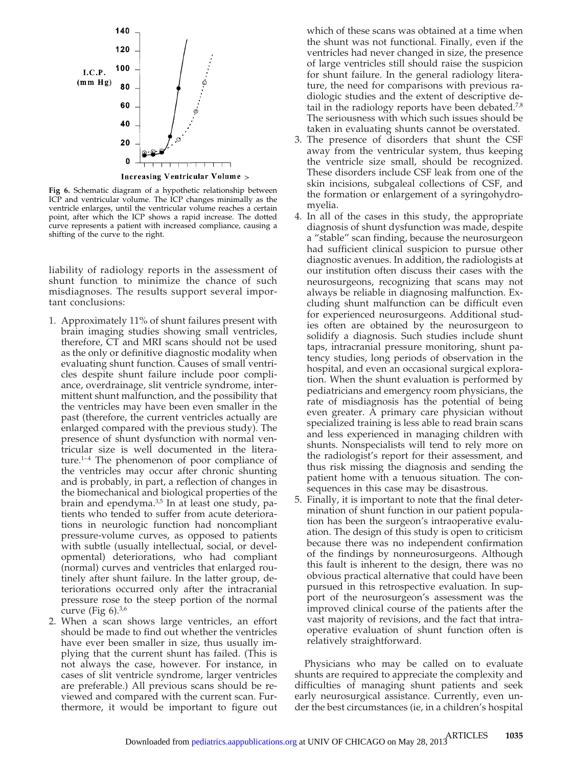140
120
100
80
60
40
20
0

I.C.P. (mm Hg)

Increasing Ventricular Volume >

**Fig 6.** Schematic diagram of a hypothetic relationship between ICP and ventricular volume. The ICP changes minimally as the ventricle enlarges, until the ventricular volume reaches a certain point, after which the ICP shows a rapid increase. The dotted curve represents a patient with increased compliance, causing a shifting of the curve to the right.

liability of radiology reports in the assessment of shunt function to minimize the chance of such misdiagnoses. The results support several important conclusions:

1. Approximately 11% of shunt failures present with brain imaging studies showing small ventricles, therefore, CT and MRI scans should not be used as the only or definitive diagnostic modality when evaluating shunt function. Causes of small ventricles despite shunt failure include poor compliance, overdrainage, slit ventricle syndrome, intermittent shunt malfunction, and the possibility that the ventricles may have been even smaller in the past (therefore, the current ventricles actually are enlarged compared with the previous study). The presence of shunt dysfunction with normal ventricular size is well documented in the literature.[1–4] The phenomenon of poor compliance of the ventricles may occur after chronic shunting and is probably, in part, a reflection of changes in the biomechanical and biological properties of the brain and ependyma.[3,5] In at least one study, patients who tended to suffer from acute deteriorations in neurologic function had noncompliant pressure-volume curves, as opposed to patients with subtle (usually intellectual, social, or developmental) deteriorations, who had compliant (normal) curves and ventricles that enlarged routinely after shunt failure. In the latter group, deteriorations occurred only after the intracranial pressure rose to the steep portion of the normal curve (Fig 6).[3,6]
2. When a scan shows large ventricles, an effort should be made to find out whether the ventricles have ever been smaller in size, thus usually implying that the current shunt has failed. (This is not always the case, however. For instance, in cases of slit ventricle syndrome, larger ventricles are preferable.) All previous scans should be reviewed and compared with the current scan. Furthermore, it would be important to figure out which of these scans was obtained at a time when the shunt was not functional. Finally, even if the ventricles had never changed in size, the presence of large ventricles still should raise the suspicion for shunt failure. In the general radiology literature, the need for comparisons with previous radiologic studies and the extent of descriptive detail in the radiology reports have been debated.[7,8] The seriousness with which such issues should be taken in evaluating shunts cannot be overstated.
3. The presence of disorders that shunt the CSF away from the ventricular system, thus keeping the ventricle size small, should be recognized. These disorders include CSF leak from one of the skin incisions, subgaleal collections of CSF, and the formation or enlargement of a syringohydromyelia.
4. In all of the cases in this study, the appropriate diagnosis of shunt dysfunction was made, despite a "stable" scan finding, because the neurosurgeon had sufficient clinical suspicion to pursue other diagnostic avenues. In addition, the radiologists at our institution often discuss their cases with the neurosurgeons, recognizing that scans may not always be reliable in diagnosing malfunction. Excluding shunt malfunction can be difficult even for experienced neurosurgeons. Additional studies often are obtained by the neurosurgeon to solidify a diagnosis. Such studies include shunt taps, intracranial pressure monitoring, shunt patency studies, long periods of observation in the hospital, and even an occasional surgical exploration. When the shunt evaluation is performed by pediatricians and emergency room physicians, the rate of misdiagnosis has the potential of being even greater. A primary care physician without specialized training is less able to read brain scans and less experienced in managing children with shunts. Nonspecialists will tend to rely more on the radiologist's report for their assessment, and thus risk missing the diagnosis and sending the patient home with a tenuous situation. The consequences in this case may be disastrous.
5. Finally, it is important to note that the final determination of shunt function in our patient population has been the surgeon's intraoperative evaluation. The design of this study is open to criticism because there was no independent confirmation of the findings by nonneurosurgeons. Although this fault is inherent to the design, there was no obvious practical alternative that could have been pursued in this retrospective evaluation. In support of the neurosurgeon's assessment was the improved clinical course of the patients after the vast majority of revisions, and the fact that intraoperative evaluation of shunt function often is relatively straightforward.

Physicians who may be called on to evaluate shunts are required to appreciate the complexity and difficulties of managing shunt patients and seek early neurosurgical assistance. Currently, even under the best circumstances (ie, in a children's hospital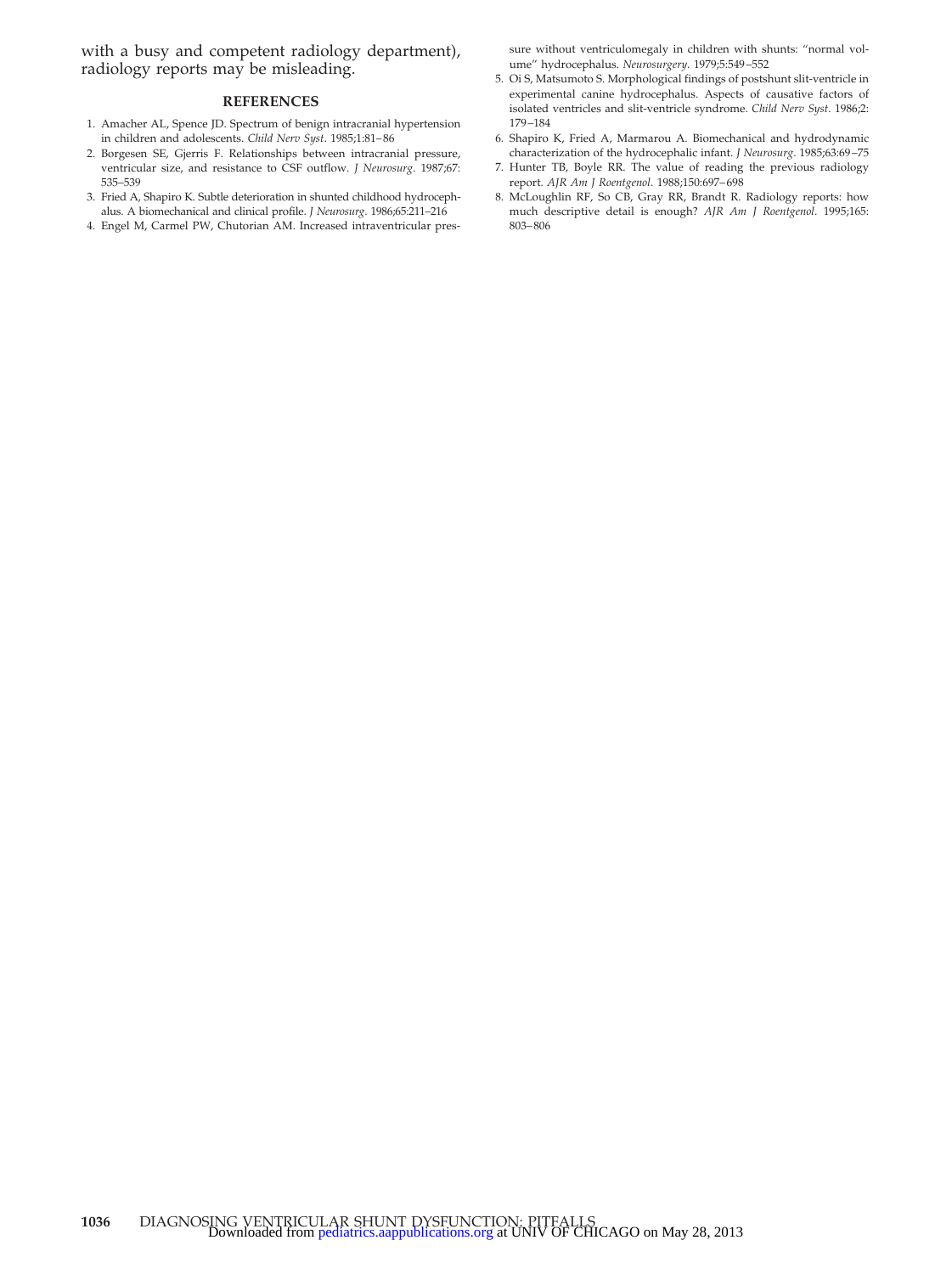with a busy and competent radiology department), radiology reports may be misleading.

## REFERENCES

1. Amacher AL, Spence JD. Spectrum of benign intracranial hypertension in children and adolescents. *Child Nerv Syst*. 1985;1:81–86
2. Borgesen SE, Gjerris F. Relationships between intracranial pressure, ventricular size, and resistance to CSF outflow. *J Neurosurg*. 1987;67:535–539
3. Fried A, Shapiro K. Subtle deterioration in shunted childhood hydrocephalus. A biomechanical and clinical profile. *J Neurosurg*. 1986;65:211–216
4. Engel M, Carmel PW, Chutorian AM. Increased intraventricular pressure without ventriculomegaly in children with shunts: "normal volume" hydrocephalus. *Neurosurgery*. 1979;5:549–552
5. Oi S, Matsumoto S. Morphological findings of postshunt slit-ventricle in experimental canine hydrocephalus. Aspects of causative factors of isolated ventricles and slit-ventricle syndrome. *Child Nerv Syst*. 1986;2:179–184
6. Shapiro K, Fried A, Marmarou A. Biomechanical and hydrodynamic characterization of the hydrocephalic infant. *J Neurosurg*. 1985;63:69–75
7. Hunter TB, Boyle RR. The value of reading the previous radiology report. *AJR Am J Roentgenol*. 1988;150:697–698
8. McLoughlin RF, So CB, Gray RR, Brandt R. Radiology reports: how much descriptive detail is enough? *AJR Am J Roentgenol*. 1995;165:803–806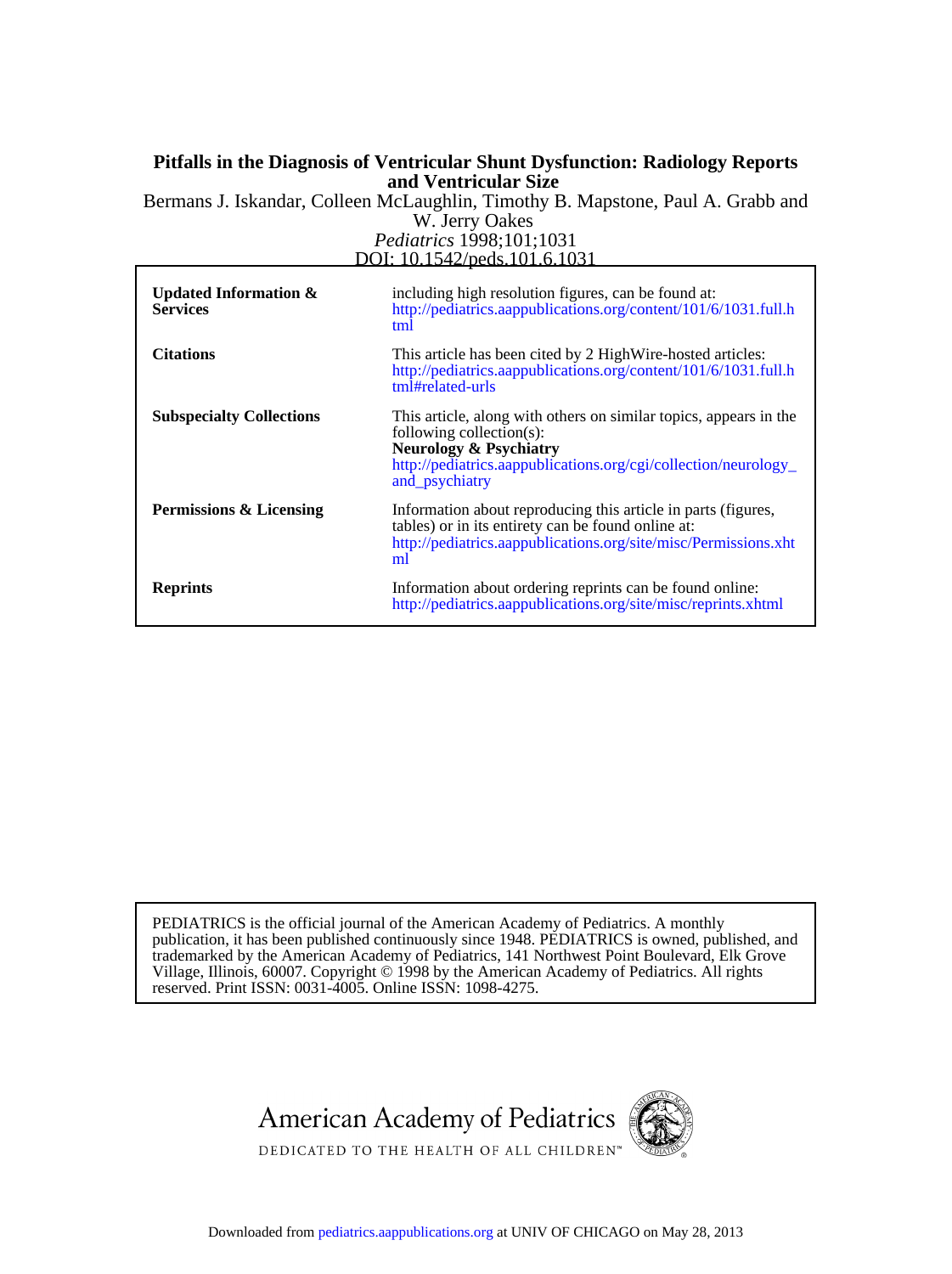**Pitfalls in the Diagnosis of Ventricular Shunt Dysfunction: Radiology Reports and Ventricular Size**

Bermans J. Iskandar, Colleen McLaughlin, Timothy B. Mapstone, Paul A. Grabb and W. Jerry Oakes

*Pediatrics* 1998;101;1031

DOI: 10.1542/peds.101.6.1031

| | |
|---|---|
| **Updated Information & Services** | including high resolution figures, can be found at: http://pediatrics.aappublications.org/content/101/6/1031.full.html |
| **Citations** | This article has been cited by 2 HighWire-hosted articles: http://pediatrics.aappublications.org/content/101/6/1031.full.html#related-urls |
| **Subspecialty Collections** | This article, along with others on similar topics, appears in the following collection(s): **Neurology & Psychiatry** http://pediatrics.aappublications.org/cgi/collection/neurology_and_psychiatry |
| **Permissions & Licensing** | Information about reproducing this article in parts (figures, tables) or in its entirety can be found online at: http://pediatrics.aappublications.org/site/misc/Permissions.xhtml |
| **Reprints** | Information about ordering reprints can be found online: http://pediatrics.aappublications.org/site/misc/reprints.xhtml |

PEDIATRICS is the official journal of the American Academy of Pediatrics. A monthly publication, it has been published continuously since 1948. PEDIATRICS is owned, published, and trademarked by the American Academy of Pediatrics, 141 Northwest Point Boulevard, Elk Grove Village, Illinois, 60007. Copyright © 1998 by the American Academy of Pediatrics. All rights reserved. Print ISSN: 0031-4005. Online ISSN: 1098-4275.

American Academy of Pediatrics

DEDICATED TO THE HEALTH OF ALL CHILDREN™

Downloaded from pediatrics.aappublications.org at UNIV OF CHICAGO on May 28, 2013